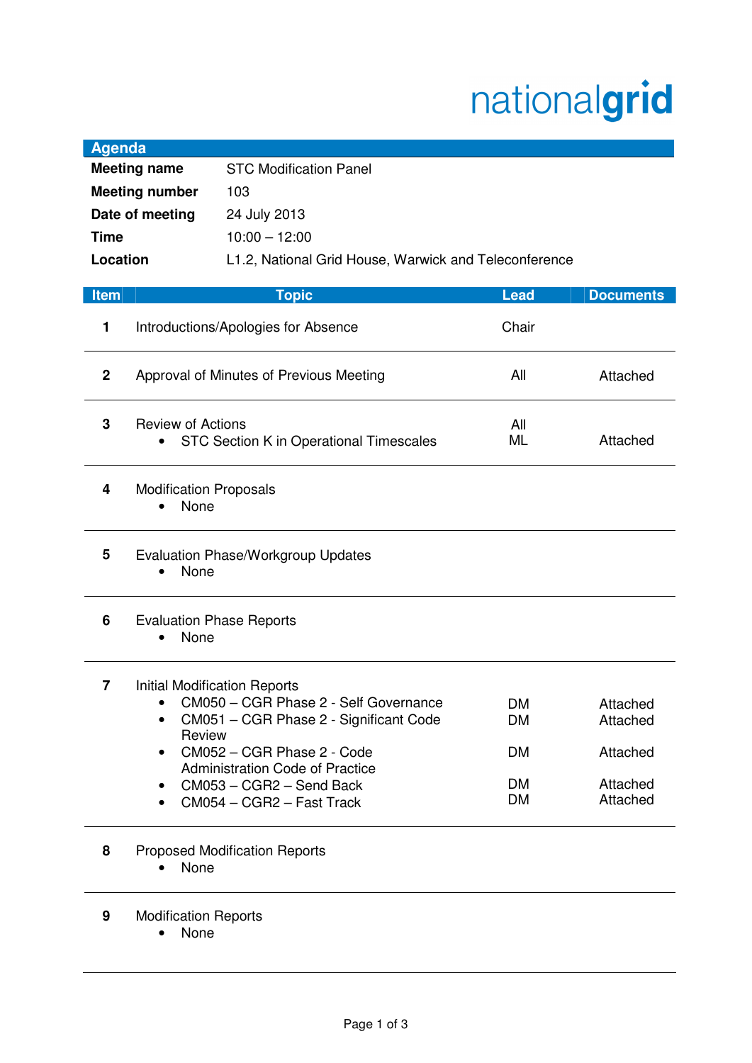nationalgrid

## Agenda

| | |
|---|---|
| **Meeting name** | STC Modification Panel |
| **Meeting number** | 103 |
| **Date of meeting** | 24 July 2013 |
| **Time** | 10:00 – 12:00 |
| **Location** | L1.2, National Grid House, Warwick and Teleconference |

| Item | Topic | Lead | Documents |
|---|---|---|---|
| 1 | Introductions/Apologies for Absence | Chair | |
| 2 | Approval of Minutes of Previous Meeting | All | Attached |
| 3 | Review of Actions<br>• STC Section K in Operational Timescales | All<br>ML | <br>Attached |
| 4 | Modification Proposals<br>• None | | |
| 5 | Evaluation Phase/Workgroup Updates<br>• None | | |
| 6 | Evaluation Phase Reports<br>• None | | |
| 7 | Initial Modification Reports<br>• CM050 – CGR Phase 2 - Self Governance<br>• CM051 – CGR Phase 2 - Significant Code Review<br>• CM052 – CGR Phase 2 - Code Administration Code of Practice<br>• CM053 – CGR2 – Send Back<br>• CM054 – CGR2 – Fast Track | <br>DM<br>DM<br>DM<br>DM<br>DM | <br>Attached<br>Attached<br>Attached<br>Attached<br>Attached |
| 8 | Proposed Modification Reports<br>• None | | |
| 9 | Modification Reports<br>• None | | |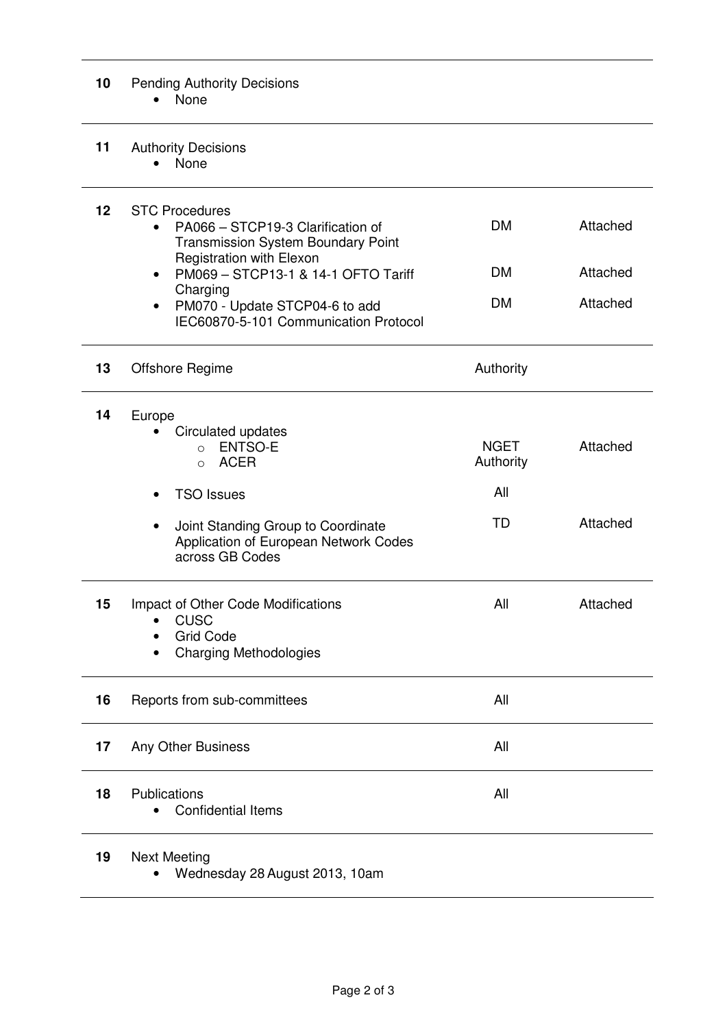| | | | |
|---|---|---|---|
| **10** | Pending Authority Decisions<br>• None | | |
| **11** | Authority Decisions<br>• None | | |
| **12** | STC Procedures<br>• PA066 – STCP19-3 Clarification of Transmission System Boundary Point Registration with Elexon<br>• PM069 – STCP13-1 & 14-1 OFTO Tariff Charging<br>• PM070 - Update STCP04-6 to add IEC60870-5-101 Communication Protocol | DM<br><br>DM<br><br>DM | Attached<br><br>Attached<br><br>Attached |
| **13** | Offshore Regime | Authority | |
| **14** | Europe<br>• Circulated updates<br>  ○ ENTSO-E<br>  ○ ACER<br>• TSO Issues<br>• Joint Standing Group to Coordinate Application of European Network Codes across GB Codes | <br><br>NGET<br>Authority<br>All<br>TD | <br><br>Attached<br><br><br>Attached |
| **15** | Impact of Other Code Modifications<br>• CUSC<br>• Grid Code<br>• Charging Methodologies | All | Attached |
| **16** | Reports from sub-committees | All | |
| **17** | Any Other Business | All | |
| **18** | Publications<br>• Confidential Items | All | |
| **19** | Next Meeting<br>• Wednesday 28 August 2013, 10am | | |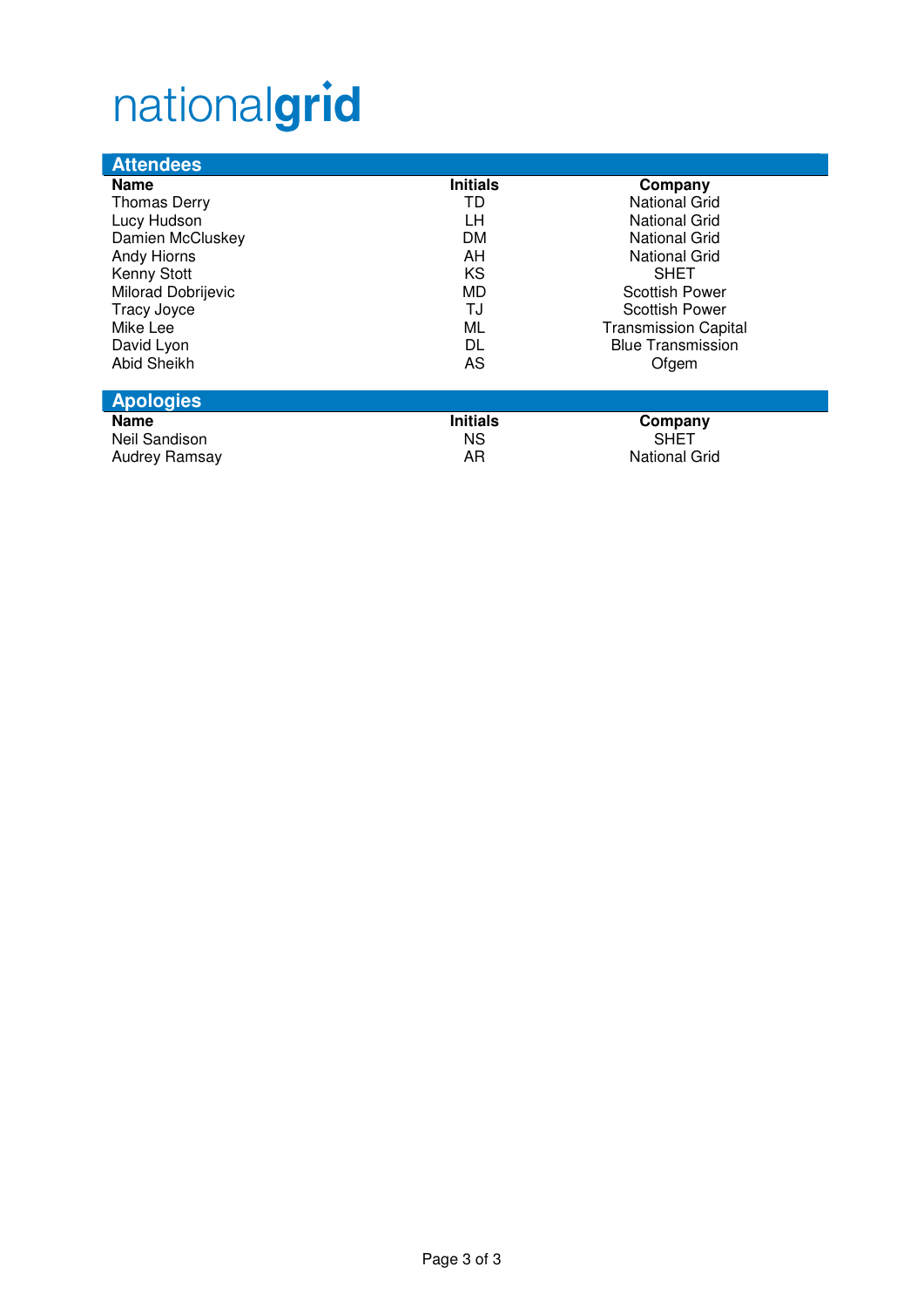nationalgrid

## Attendees

| Name | Initials | Company |
|---|---|---|
| Thomas Derry | TD | National Grid |
| Lucy Hudson | LH | National Grid |
| Damien McCluskey | DM | National Grid |
| Andy Hiorns | AH | National Grid |
| Kenny Stott | KS | SHET |
| Milorad Dobrijevic | MD | Scottish Power |
| Tracy Joyce | TJ | Scottish Power |
| Mike Lee | ML | Transmission Capital |
| David Lyon | DL | Blue Transmission |
| Abid Sheikh | AS | Ofgem |

## Apologies

| Name | Initials | Company |
|---|---|---|
| Neil Sandison | NS | SHET |
| Audrey Ramsay | AR | National Grid |